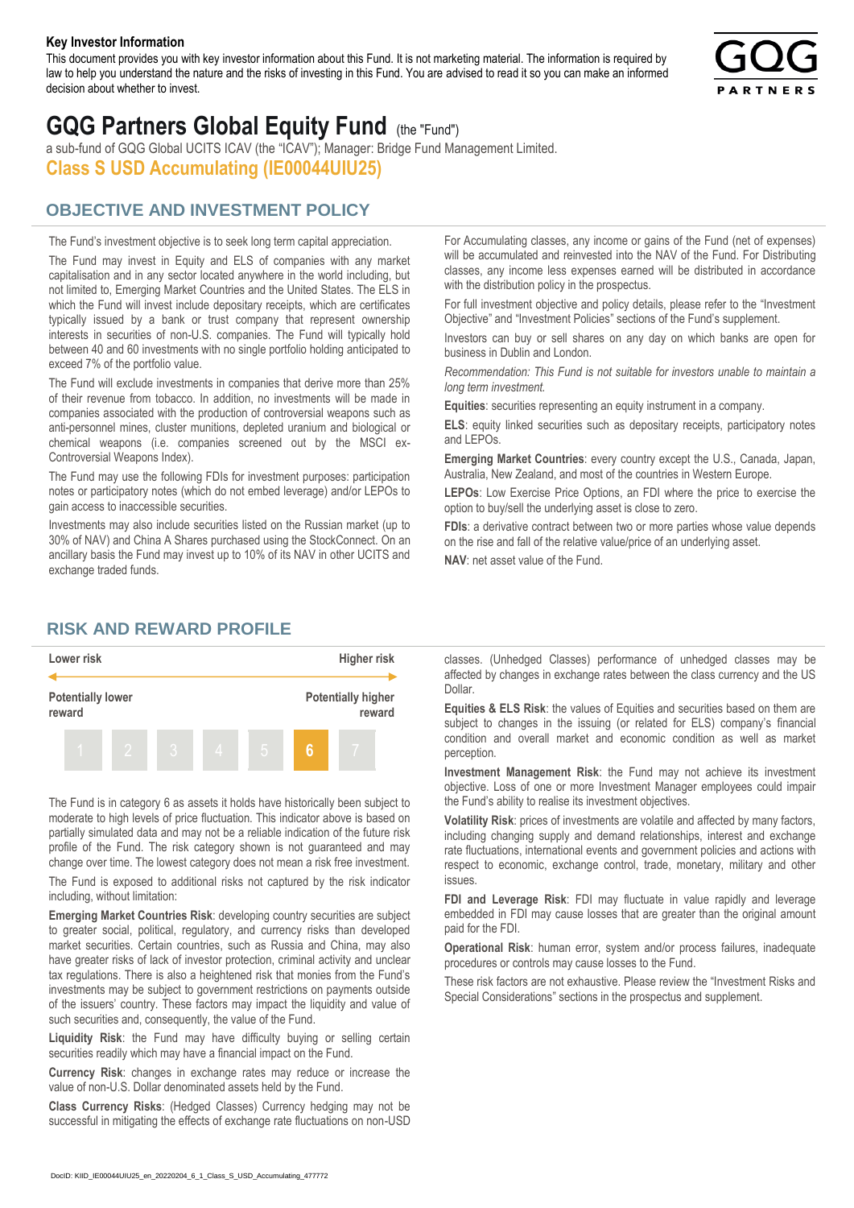**Key Investor Information**

This document provides you with key investor information about this Fund. It is not marketing material. The information is required by law to help you understand the nature and the risks of investing in this Fund. You are advised to read it so you can make an informed decision about whether to invest.

# GQG Partners Global Equity Fund (the "Fund")

a sub-fund of GQG Global UCITS ICAV (the "ICAV"); Manager: Bridge Fund Management Limited.

**Class S USD Accumulating (IE00044UIU25)**

## OBJECTIVE AND INVESTMENT POLICY

The Fund's investment objective is to seek long term capital appreciation.

The Fund may invest in Equity and ELS of companies with any market capitalisation and in any sector located anywhere in the world including, but not limited to, Emerging Market Countries and the United States. The ELS in which the Fund will invest include depositary receipts, which are certificates typically issued by a bank or trust company that represent ownership interests in securities of non-U.S. companies. The Fund will typically hold between 40 and 60 investments with no single portfolio holding anticipated to exceed 7% of the portfolio value.

The Fund will exclude investments in companies that derive more than 25% of their revenue from tobacco. In addition, no investments will be made in companies associated with the production of controversial weapons such as anti-personnel mines, cluster munitions, depleted uranium and biological or chemical weapons (i.e. companies screened out by the MSCI ex-Controversial Weapons Index).

The Fund may use the following FDIs for investment purposes: participation notes or participatory notes (which do not embed leverage) and/or LEPOs to gain access to inaccessible securities.

Investments may also include securities listed on the Russian market (up to 30% of NAV) and China A Shares purchased using the StockConnect. On an ancillary basis the Fund may invest up to 10% of its NAV in other UCITS and exchange traded funds.

For Accumulating classes, any income or gains of the Fund (net of expenses) will be accumulated and reinvested into the NAV of the Fund. For Distributing classes, any income less expenses earned will be distributed in accordance with the distribution policy in the prospectus.

For full investment objective and policy details, please refer to the "Investment Objective" and "Investment Policies" sections of the Fund's supplement.

Investors can buy or sell shares on any day on which banks are open for business in Dublin and London.

*Recommendation: This Fund is not suitable for investors unable to maintain a long term investment.*

**Equities**: securities representing an equity instrument in a company.

**ELS**: equity linked securities such as depositary receipts, participatory notes and LEPOs.

**Emerging Market Countries**: every country except the U.S., Canada, Japan, Australia, New Zealand, and most of the countries in Western Europe.

**LEPOs**: Low Exercise Price Options, an FDI where the price to exercise the option to buy/sell the underlying asset is close to zero.

**FDIs**: a derivative contract between two or more parties whose value depends on the rise and fall of the relative value/price of an underlying asset.

**NAV**: net asset value of the Fund.

## RISK AND REWARD PROFILE

| Lower risk | | | | | | Higher risk |
|---|---|---|---|---|---|---|
| Potentially lower reward | | | | | | Potentially higher reward |
| 1 | 2 | 3 | 4 | 5 | **6** | 7 |

The Fund is in category 6 as assets it holds have historically been subject to moderate to high levels of price fluctuation. This indicator above is based on partially simulated data and may not be a reliable indication of the future risk profile of the Fund. The risk category shown is not guaranteed and may change over time. The lowest category does not mean a risk free investment.

The Fund is exposed to additional risks not captured by the risk indicator including, without limitation:

**Emerging Market Countries Risk**: developing country securities are subject to greater social, political, regulatory, and currency risks than developed market securities. Certain countries, such as Russia and China, may also have greater risks of lack of investor protection, criminal activity and unclear tax regulations. There is also a heightened risk that monies from the Fund's investments may be subject to government restrictions on payments outside of the issuers' country. These factors may impact the liquidity and value of such securities and, consequently, the value of the Fund.

**Liquidity Risk**: the Fund may have difficulty buying or selling certain securities readily which may have a financial impact on the Fund.

**Currency Risk**: changes in exchange rates may reduce or increase the value of non-U.S. Dollar denominated assets held by the Fund.

**Class Currency Risks**: (Hedged Classes) Currency hedging may not be successful in mitigating the effects of exchange rate fluctuations on non-USD classes. (Unhedged Classes) performance of unhedged classes may be affected by changes in exchange rates between the class currency and the US Dollar.

**Equities & ELS Risk**: the values of Equities and securities based on them are subject to changes in the issuing (or related for ELS) company's financial condition and overall market and economic condition as well as market perception.

**Investment Management Risk**: the Fund may not achieve its investment objective. Loss of one or more Investment Manager employees could impair the Fund's ability to realise its investment objectives.

**Volatility Risk**: prices of investments are volatile and affected by many factors, including changing supply and demand relationships, interest and exchange rate fluctuations, international events and government policies and actions with respect to economic, exchange control, trade, monetary, military and other issues.

**FDI and Leverage Risk**: FDI may fluctuate in value rapidly and leverage embedded in FDI may cause losses that are greater than the original amount paid for the FDI.

**Operational Risk**: human error, system and/or process failures, inadequate procedures or controls may cause losses to the Fund.

These risk factors are not exhaustive. Please review the "Investment Risks and Special Considerations" sections in the prospectus and supplement.

DocID: KIID_IE00044UIU25_en_20220204_6_1_Class_S_USD_Accumulating_477772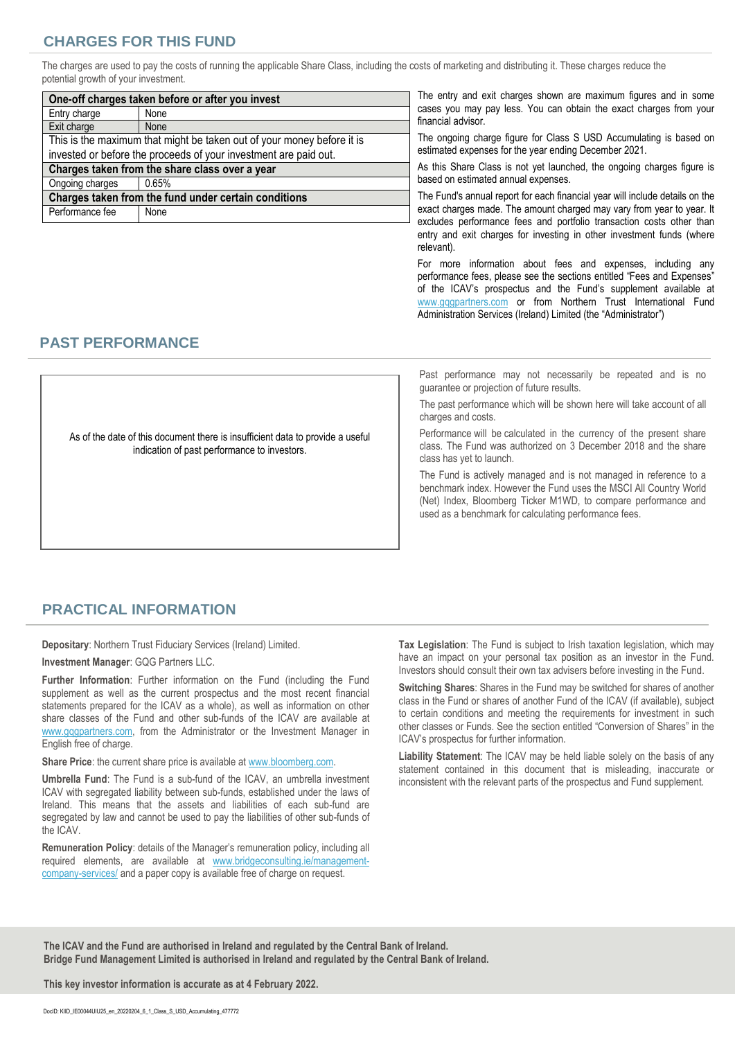## CHARGES FOR THIS FUND

The charges are used to pay the costs of running the applicable Share Class, including the costs of marketing and distributing it. These charges reduce the potential growth of your investment.

| | |
|---|---|
| **One-off charges taken before or after you invest** | |
| Entry charge | None |
| Exit charge | None |
| This is the maximum that might be taken out of your money before it is invested or before the proceeds of your investment are paid out. | |
| **Charges taken from the share class over a year** | |
| Ongoing charges | 0.65% |
| **Charges taken from the fund under certain conditions** | |
| Performance fee | None |

The entry and exit charges shown are maximum figures and in some cases you may pay less. You can obtain the exact charges from your financial advisor.

The ongoing charge figure for Class S USD Accumulating is based on estimated expenses for the year ending December 2021.

As this Share Class is not yet launched, the ongoing charges figure is based on estimated annual expenses.

The Fund's annual report for each financial year will include details on the exact charges made. The amount charged may vary from year to year. It excludes performance fees and portfolio transaction costs other than entry and exit charges for investing in other investment funds (where relevant).

For more information about fees and expenses, including any performance fees, please see the sections entitled "Fees and Expenses" of the ICAV's prospectus and the Fund's supplement available at www.gqgpartners.com or from Northern Trust International Fund Administration Services (Ireland) Limited (the "Administrator")

## PAST PERFORMANCE

As of the date of this document there is insufficient data to provide a useful indication of past performance to investors.

Past performance may not necessarily be repeated and is no guarantee or projection of future results.

The past performance which will be shown here will take account of all charges and costs.

Performance will be calculated in the currency of the present share class. The Fund was authorized on 3 December 2018 and the share class has yet to launch.

The Fund is actively managed and is not managed in reference to a benchmark index. However the Fund uses the MSCI All Country World (Net) Index, Bloomberg Ticker M1WD, to compare performance and used as a benchmark for calculating performance fees.

## PRACTICAL INFORMATION

**Depositary**: Northern Trust Fiduciary Services (Ireland) Limited.

**Investment Manager**: GQG Partners LLC.

**Further Information**: Further information on the Fund (including the Fund supplement as well as the current prospectus and the most recent financial statements prepared for the ICAV as a whole), as well as information on other share classes of the Fund and other sub-funds of the ICAV are available at www.gqgpartners.com, from the Administrator or the Investment Manager in English free of charge.

**Share Price**: the current share price is available at www.bloomberg.com.

**Umbrella Fund**: The Fund is a sub-fund of the ICAV, an umbrella investment ICAV with segregated liability between sub-funds, established under the laws of Ireland. This means that the assets and liabilities of each sub-fund are segregated by law and cannot be used to pay the liabilities of other sub-funds of the ICAV.

**Remuneration Policy**: details of the Manager's remuneration policy, including all required elements, are available at www.bridgeconsulting.ie/management-company-services/ and a paper copy is available free of charge on request.

**Tax Legislation**: The Fund is subject to Irish taxation legislation, which may have an impact on your personal tax position as an investor in the Fund. Investors should consult their own tax advisers before investing in the Fund.

**Switching Shares**: Shares in the Fund may be switched for shares of another class in the Fund or shares of another Fund of the ICAV (if available), subject to certain conditions and meeting the requirements for investment in such other classes or Funds. See the section entitled "Conversion of Shares" in the ICAV's prospectus for further information.

**Liability Statement**: The ICAV may be held liable solely on the basis of any statement contained in this document that is misleading, inaccurate or inconsistent with the relevant parts of the prospectus and Fund supplement.

**The ICAV and the Fund are authorised in Ireland and regulated by the Central Bank of Ireland.**
**Bridge Fund Management Limited is authorised in Ireland and regulated by the Central Bank of Ireland.**

**This key investor information is accurate as at 4 February 2022.**

DocID: KIID_IE00044UIU25_en_20220204_6_1_Class_S_USD_Accumulating_477772